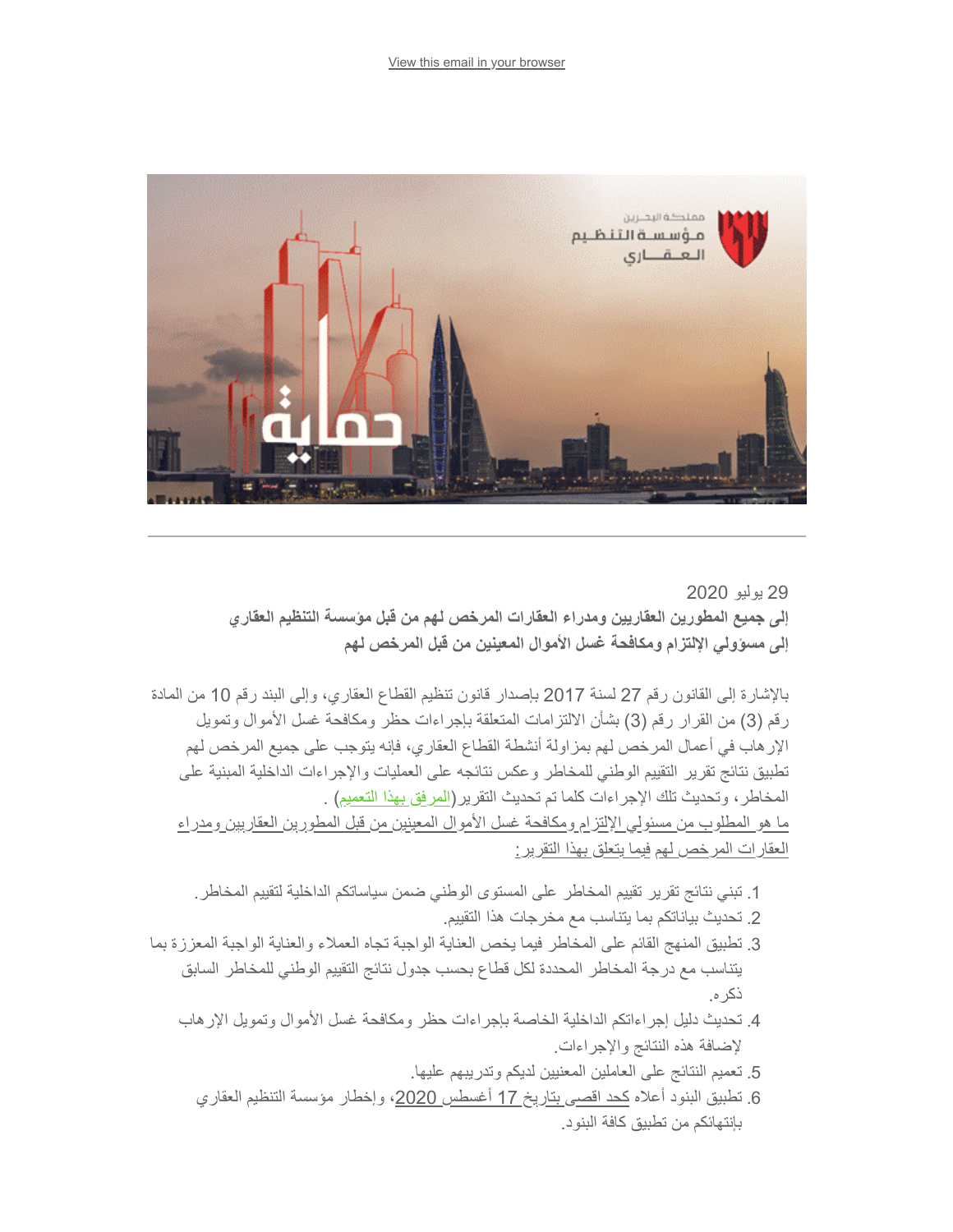View this email in your browser

29 يوليو 2020

**إلى جميع المطورين العقاريين ومدراء العقارات المرخص لهم من قبل مؤسسة التنظيم العقاري**

**إلى مسؤولي الإلتزام ومكافحة غسل الأموال المعينين من قبل المرخص لهم**

بالإشارة إلى القانون رقم 27 لسنة 2017 بإصدار قانون تنظيم القطاع العقاري، وإلى البند رقم 10 من المادة رقم (3) من القرار رقم (3) بشأن الالتزامات المتعلقة بإجراءات حظر ومكافحة غسل الأموال وتمويل الإرهاب في أعمال المرخص لهم بمزاولة أنشطة القطاع العقاري، فإنه يتوجب على جميع المرخص لهم تطبيق نتائج تقرير التقييم الوطني للمخاطر وعكس نتائجه على العمليات والإجراءات الداخلية المبنية على المخاطر، وتحديث تلك الإجراءات كلما تم تحديث التقرير(المرفق بهذا التعميم) .

ما هو المطلوب من مسؤولي الإلتزام ومكافحة غسل الأموال المعينين من قبل المطورين العقاريين ومدراء العقارات المرخص لهم فيما يتعلق بهذا التقرير:

1. تبني نتائج تقرير تقييم المخاطر على المستوى الوطني ضمن سياساتكم الداخلية لتقييم المخاطر.
2. تحديث بياناتكم بما يتناسب مع مخرجات هذا التقييم.
3. تطبيق المنهج القائم على المخاطر فيما يخص العناية الواجبة تجاه العملاء والعناية الواجبة المعززة بما يتناسب مع درجة المخاطر المحددة لكل قطاع بحسب جدول نتائج التقييم الوطني للمخاطر السابق ذكره.
4. تحديث دليل إجراءاتكم الداخلية الخاصة بإجراءات حظر ومكافحة غسل الأموال وتمويل الإرهاب لإضافة هذه النتائج والإجراءات.
5. تعميم النتائج على العاملين المعنيين لديكم وتدريبهم عليها.
6. تطبيق البنود أعلاه كحد اقصى بتاريخ 17 أغسطس 2020، وإخطار مؤسسة التنظيم العقاري بإنتهائكم من تطبيق كافة البنود.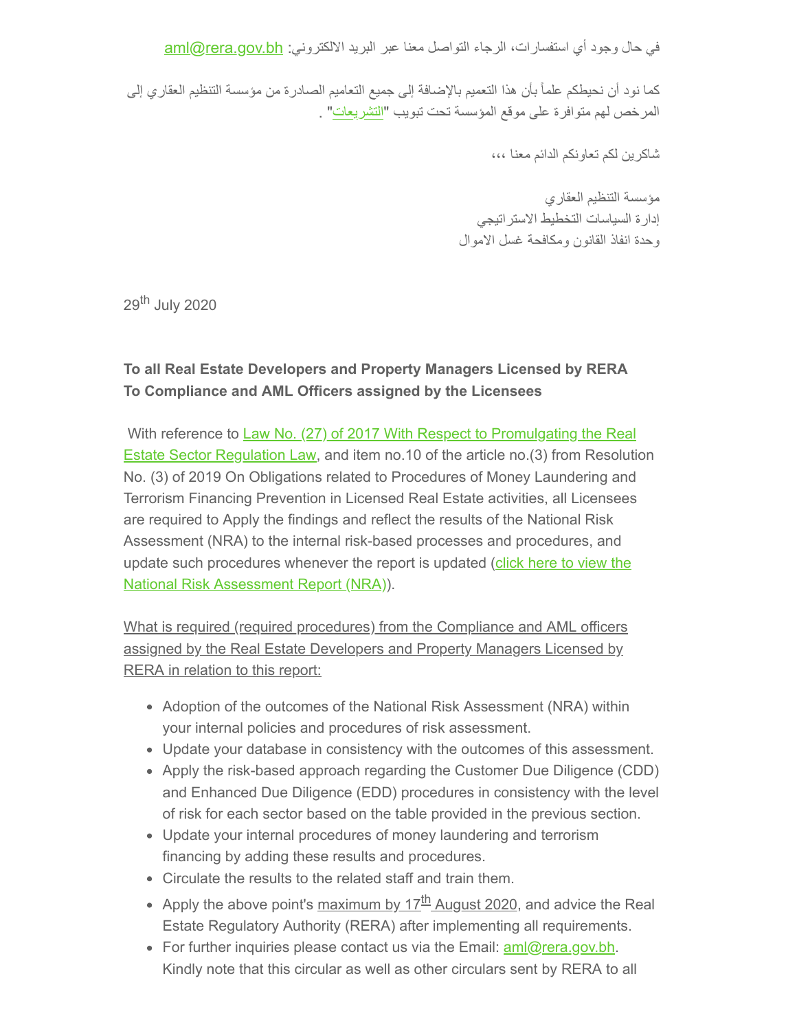في حال وجود أي استفسارات، الرجاء التواصل معنا عبر البريد الالكتروني: aml@rera.gov.bh

كما نود أن نحيطكم علماً بأن هذا التعميم بالإضافة إلى جميع التعاميم الصادرة من مؤسسة التنظيم العقاري إلى المرخص لهم متوافرة على موقع المؤسسة تحت تبويب "التشريعات" .

شاكرين لكم تعاونكم الدائم معنا ،،،

مؤسسة التنظيم العقاري
إدارة السياسات التخطيط الاستراتيجي
وحدة انفاذ القانون ومكافحة غسل الاموال

29th July 2020

**To all Real Estate Developers and Property Managers Licensed by RERA**
**To Compliance and AML Officers assigned by the Licensees**

With reference to Law No. (27) of 2017 With Respect to Promulgating the Real Estate Sector Regulation Law, and item no.10 of the article no.(3) from Resolution No. (3) of 2019 On Obligations related to Procedures of Money Laundering and Terrorism Financing Prevention in Licensed Real Estate activities, all Licensees are required to Apply the findings and reflect the results of the National Risk Assessment (NRA) to the internal risk-based processes and procedures, and update such procedures whenever the report is updated (click here to view the National Risk Assessment Report (NRA)).

What is required (required procedures) from the Compliance and AML officers assigned by the Real Estate Developers and Property Managers Licensed by RERA in relation to this report:

- Adoption of the outcomes of the National Risk Assessment (NRA) within your internal policies and procedures of risk assessment.
- Update your database in consistency with the outcomes of this assessment.
- Apply the risk-based approach regarding the Customer Due Diligence (CDD) and Enhanced Due Diligence (EDD) procedures in consistency with the level of risk for each sector based on the table provided in the previous section.
- Update your internal procedures of money laundering and terrorism financing by adding these results and procedures.
- Circulate the results to the related staff and train them.
- Apply the above point's maximum by 17th August 2020, and advice the Real Estate Regulatory Authority (RERA) after implementing all requirements.
- For further inquiries please contact us via the Email: aml@rera.gov.bh. Kindly note that this circular as well as other circulars sent by RERA to all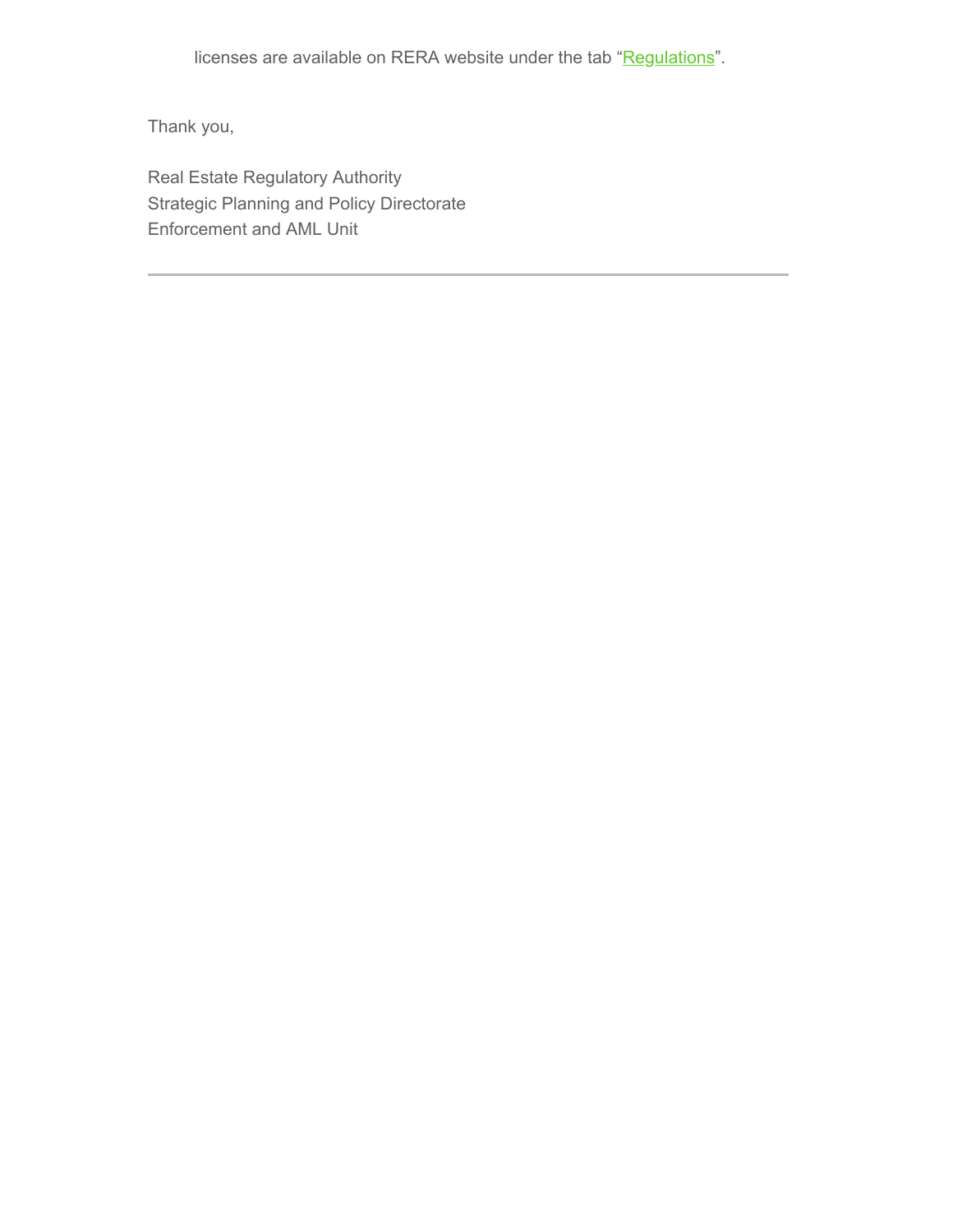licenses are available on RERA website under the tab "Regulations".

Thank you,

Real Estate Regulatory Authority  
Strategic Planning and Policy Directorate  
Enforcement and AML Unit

---